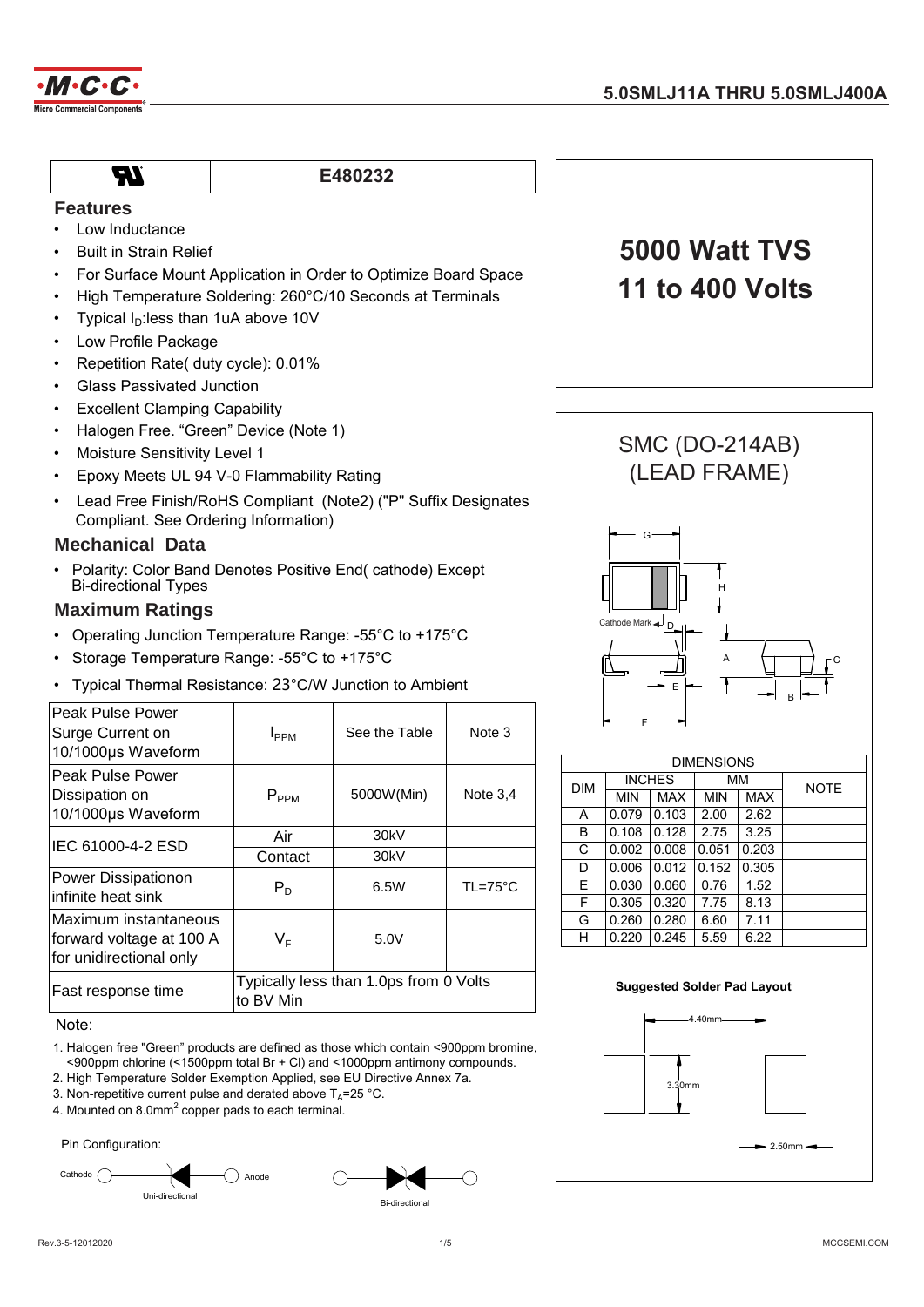# 5.0SMLJ11A THRU 5.0SMLJ400A

| UL | E480232 |
|---|---|

## 5000 Watt TVS 11 to 400 Volts

## Features

- Low Inductance
- Built in Strain Relief
- For Surface Mount Application in Order to Optimize Board Space
- High Temperature Soldering: 260°C/10 Seconds at Terminals
- Typical $I_D$:less than 1uA above 10V
- Low Profile Package
- Repetition Rate( duty cycle): 0.01%
- Glass Passivated Junction
- Excellent Clamping Capability
- Halogen Free. "Green" Device (Note 1)
- Moisture Sensitivity Level 1
- Epoxy Meets UL 94 V-0 Flammability Rating
- Lead Free Finish/RoHS Compliant (Note2) ("P" Suffix Designates Compliant. See Ordering Information)

## Mechanical Data

- Polarity: Color Band Denotes Positive End( cathode) Except Bi-directional Types

## Maximum Ratings

- Operating Junction Temperature Range: -55°C to +175°C
- Storage Temperature Range: -55°C to +175°C
- Typical Thermal Resistance: 23°C/W Junction to Ambient

| Parameter | Symbol | Value | Note |
|---|---|---|---|
| Peak Pulse Power Surge Current on 10/1000µs Waveform | $I_{PPM}$ | See the Table | Note 3 |
| Peak Pulse Power Dissipation on 10/1000µs Waveform | $P_{PPM}$ | 5000W(Min) | Note 3,4 |
| IEC 61000-4-2 ESD | Air | 30kV | |
| | Contact | 30kV | |
| Power Dissipationon infinite heat sink | $P_D$ | 6.5W | TL=75°C |
| Maximum instantaneous forward voltage at 100 A for unidirectional only | $V_F$ | 5.0V | |
| Fast response time | Typically less than 1.0ps from 0 Volts to BV Min | | |

Note:

1. Halogen free "Green" products are defined as those which contain <900ppm bromine, <900ppm chlorine (<1500ppm total Br + Cl) and <1000ppm antimony compounds.
2. High Temperature Solder Exemption Applied, see EU Directive Annex 7a.
3. Non-repetitive current pulse and derated above $T_A$=25 °C.
4. Mounted on 8.0mm$^2$ copper pads to each terminal.

Pin Configuration:

Cathode — Anode (Uni-directional)

Bi-directional

## SMC (DO-214AB) (LEAD FRAME)

Cathode Mark

| DIMENSIONS | | | | | |
|---|---|---|---|---|---|
| DIM | INCHES | | MM | | NOTE |
| | MIN | MAX | MIN | MAX | |
| A | 0.079 | 0.103 | 2.00 | 2.62 | |
| B | 0.108 | 0.128 | 2.75 | 3.25 | |
| C | 0.002 | 0.008 | 0.051 | 0.203 | |
| D | 0.006 | 0.012 | 0.152 | 0.305 | |
| E | 0.030 | 0.060 | 0.76 | 1.52 | |
| F | 0.305 | 0.320 | 7.75 | 8.13 | |
| G | 0.260 | 0.280 | 6.60 | 7.11 | |
| H | 0.220 | 0.245 | 5.59 | 6.22 | |

**Suggested Solder Pad Layout**

4.40mm

3.30mm

2.50mm

Rev.3-5-12012020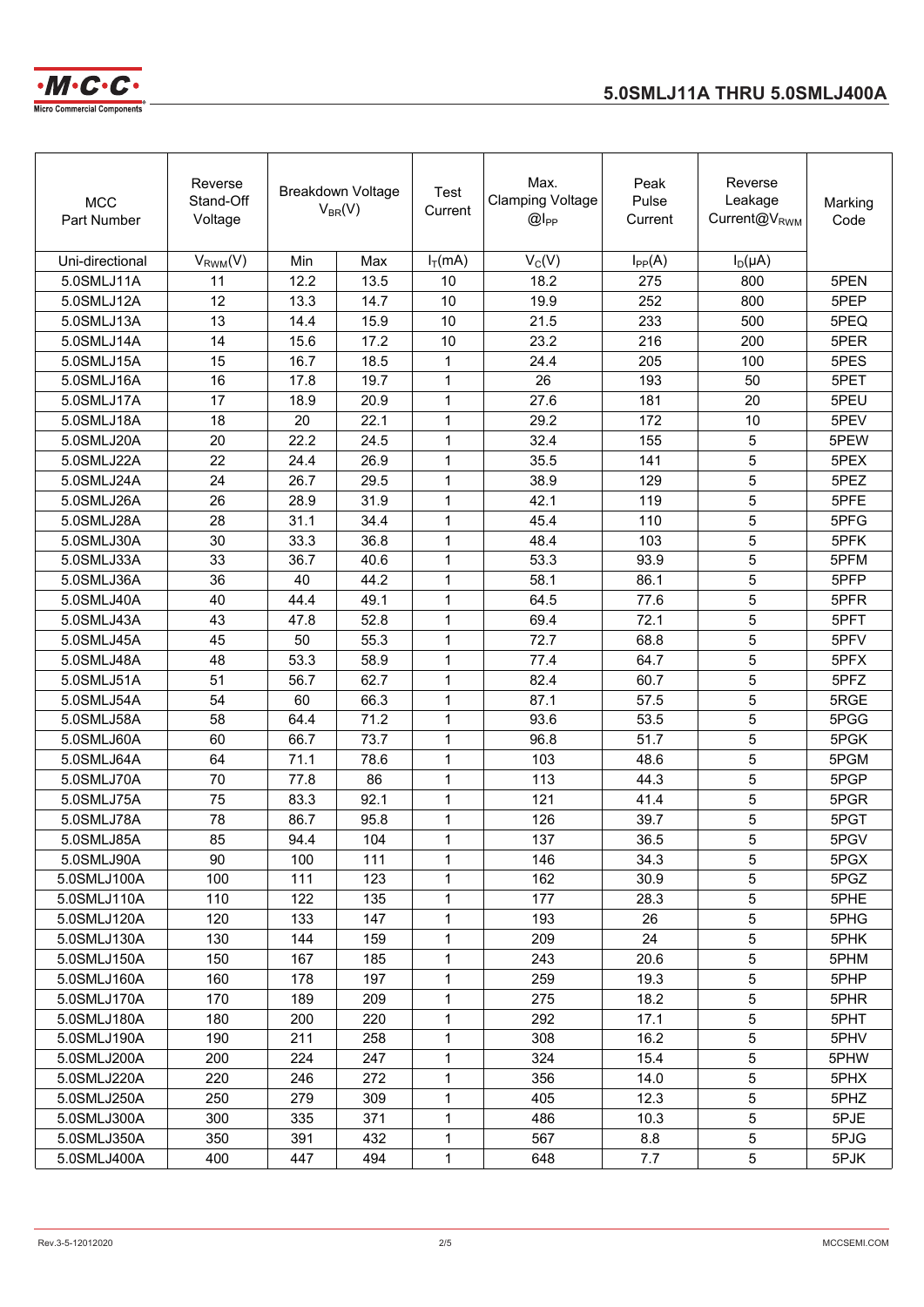| MCC Part Number | Reverse Stand-Off Voltage | Breakdown Voltage $V_{BR}(V)$ | | Test Current | Max. Clamping Voltage @$I_{PP}$ | Peak Pulse Current | Reverse Leakage Current@$V_{RWM}$ | Marking Code |
|---|---|---|---|---|---|---|---|---|
| Uni-directional | $V_{RWM}(V)$ | Min | Max | $I_T(mA)$ | $V_C(V)$ | $I_{PP}(A)$ | $I_D(\mu A)$ | |
| 5.0SMLJ11A | 11 | 12.2 | 13.5 | 10 | 18.2 | 275 | 800 | 5PEN |
| 5.0SMLJ12A | 12 | 13.3 | 14.7 | 10 | 19.9 | 252 | 800 | 5PEP |
| 5.0SMLJ13A | 13 | 14.4 | 15.9 | 10 | 21.5 | 233 | 500 | 5PEQ |
| 5.0SMLJ14A | 14 | 15.6 | 17.2 | 10 | 23.2 | 216 | 200 | 5PER |
| 5.0SMLJ15A | 15 | 16.7 | 18.5 | 1 | 24.4 | 205 | 100 | 5PES |
| 5.0SMLJ16A | 16 | 17.8 | 19.7 | 1 | 26 | 193 | 50 | 5PET |
| 5.0SMLJ17A | 17 | 18.9 | 20.9 | 1 | 27.6 | 181 | 20 | 5PEU |
| 5.0SMLJ18A | 18 | 20 | 22.1 | 1 | 29.2 | 172 | 10 | 5PEV |
| 5.0SMLJ20A | 20 | 22.2 | 24.5 | 1 | 32.4 | 155 | 5 | 5PEW |
| 5.0SMLJ22A | 22 | 24.4 | 26.9 | 1 | 35.5 | 141 | 5 | 5PEX |
| 5.0SMLJ24A | 24 | 26.7 | 29.5 | 1 | 38.9 | 129 | 5 | 5PEZ |
| 5.0SMLJ26A | 26 | 28.9 | 31.9 | 1 | 42.1 | 119 | 5 | 5PFE |
| 5.0SMLJ28A | 28 | 31.1 | 34.4 | 1 | 45.4 | 110 | 5 | 5PFG |
| 5.0SMLJ30A | 30 | 33.3 | 36.8 | 1 | 48.4 | 103 | 5 | 5PFK |
| 5.0SMLJ33A | 33 | 36.7 | 40.6 | 1 | 53.3 | 93.9 | 5 | 5PFM |
| 5.0SMLJ36A | 36 | 40 | 44.2 | 1 | 58.1 | 86.1 | 5 | 5PFP |
| 5.0SMLJ40A | 40 | 44.4 | 49.1 | 1 | 64.5 | 77.6 | 5 | 5PFR |
| 5.0SMLJ43A | 43 | 47.8 | 52.8 | 1 | 69.4 | 72.1 | 5 | 5PFT |
| 5.0SMLJ45A | 45 | 50 | 55.3 | 1 | 72.7 | 68.8 | 5 | 5PFV |
| 5.0SMLJ48A | 48 | 53.3 | 58.9 | 1 | 77.4 | 64.7 | 5 | 5PFX |
| 5.0SMLJ51A | 51 | 56.7 | 62.7 | 1 | 82.4 | 60.7 | 5 | 5PFZ |
| 5.0SMLJ54A | 54 | 60 | 66.3 | 1 | 87.1 | 57.5 | 5 | 5RGE |
| 5.0SMLJ58A | 58 | 64.4 | 71.2 | 1 | 93.6 | 53.5 | 5 | 5PGG |
| 5.0SMLJ60A | 60 | 66.7 | 73.7 | 1 | 96.8 | 51.7 | 5 | 5PGK |
| 5.0SMLJ64A | 64 | 71.1 | 78.6 | 1 | 103 | 48.6 | 5 | 5PGM |
| 5.0SMLJ70A | 70 | 77.8 | 86 | 1 | 113 | 44.3 | 5 | 5PGP |
| 5.0SMLJ75A | 75 | 83.3 | 92.1 | 1 | 121 | 41.4 | 5 | 5PGR |
| 5.0SMLJ78A | 78 | 86.7 | 95.8 | 1 | 126 | 39.7 | 5 | 5PGT |
| 5.0SMLJ85A | 85 | 94.4 | 104 | 1 | 137 | 36.5 | 5 | 5PGV |
| 5.0SMLJ90A | 90 | 100 | 111 | 1 | 146 | 34.3 | 5 | 5PGX |
| 5.0SMLJ100A | 100 | 111 | 123 | 1 | 162 | 30.9 | 5 | 5PGZ |
| 5.0SMLJ110A | 110 | 122 | 135 | 1 | 177 | 28.3 | 5 | 5PHE |
| 5.0SMLJ120A | 120 | 133 | 147 | 1 | 193 | 26 | 5 | 5PHG |
| 5.0SMLJ130A | 130 | 144 | 159 | 1 | 209 | 24 | 5 | 5PHK |
| 5.0SMLJ150A | 150 | 167 | 185 | 1 | 243 | 20.6 | 5 | 5PHM |
| 5.0SMLJ160A | 160 | 178 | 197 | 1 | 259 | 19.3 | 5 | 5PHP |
| 5.0SMLJ170A | 170 | 189 | 209 | 1 | 275 | 18.2 | 5 | 5PHR |
| 5.0SMLJ180A | 180 | 200 | 220 | 1 | 292 | 17.1 | 5 | 5PHT |
| 5.0SMLJ190A | 190 | 211 | 258 | 1 | 308 | 16.2 | 5 | 5PHV |
| 5.0SMLJ200A | 200 | 224 | 247 | 1 | 324 | 15.4 | 5 | 5PHW |
| 5.0SMLJ220A | 220 | 246 | 272 | 1 | 356 | 14.0 | 5 | 5PHX |
| 5.0SMLJ250A | 250 | 279 | 309 | 1 | 405 | 12.3 | 5 | 5PHZ |
| 5.0SMLJ300A | 300 | 335 | 371 | 1 | 486 | 10.3 | 5 | 5PJE |
| 5.0SMLJ350A | 350 | 391 | 432 | 1 | 567 | 8.8 | 5 | 5PJG |
| 5.0SMLJ400A | 400 | 447 | 494 | 1 | 648 | 7.7 | 5 | 5PJK |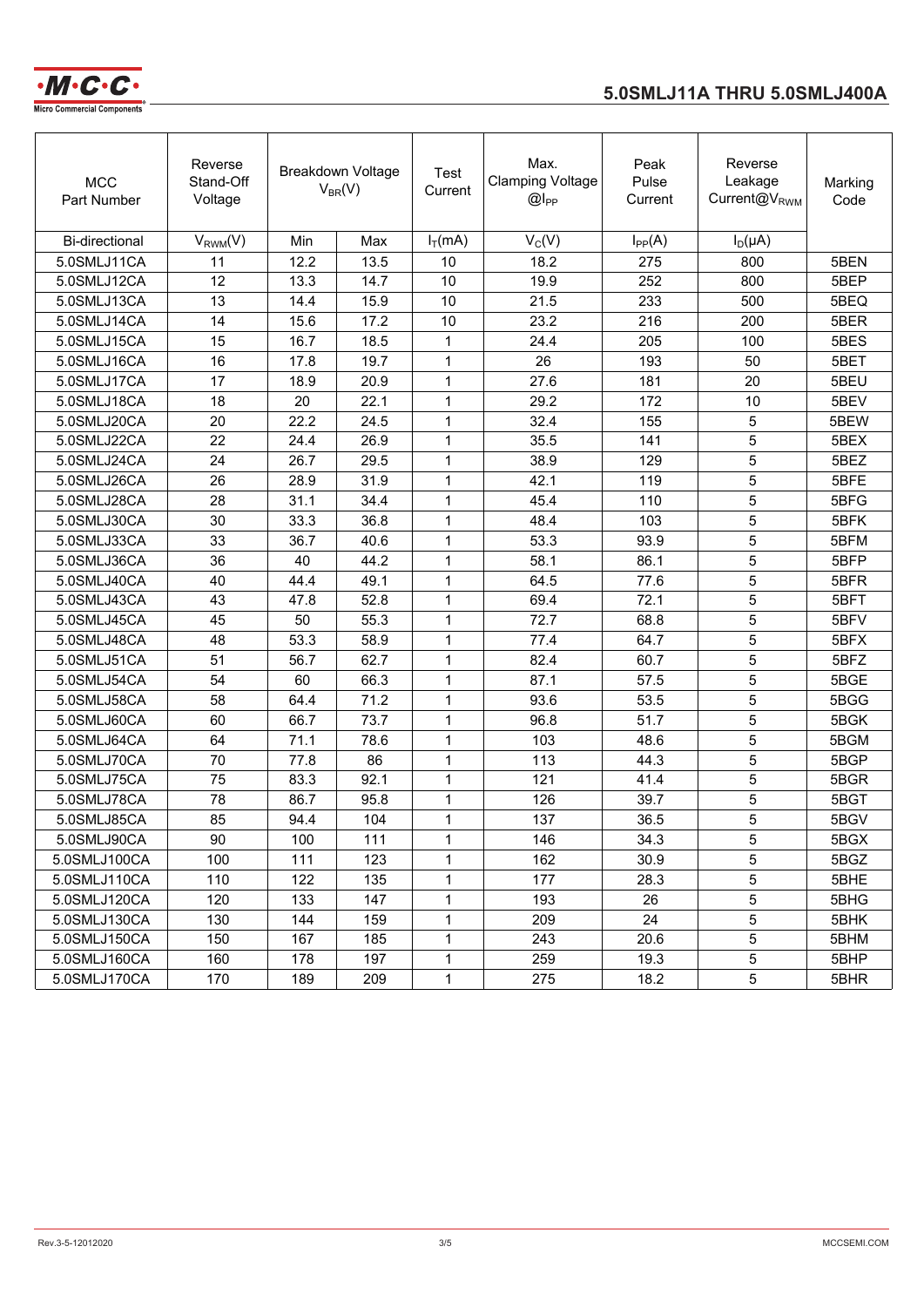| MCC Part Number | Reverse Stand-Off Voltage | Breakdown Voltage $V_{BR}(V)$ | | Test Current | Max. Clamping Voltage $@I_{PP}$ | Peak Pulse Current | Reverse Leakage Current$@V_{RWM}$ | Marking Code |
|---|---|---|---|---|---|---|---|---|
| Bi-directional | $V_{RWM}(V)$ | Min | Max | $I_T$(mA) | $V_C$(V) | $I_{PP}$(A) | $I_D$(μA) | |
| 5.0SMLJ11CA | 11 | 12.2 | 13.5 | 10 | 18.2 | 275 | 800 | 5BEN |
| 5.0SMLJ12CA | 12 | 13.3 | 14.7 | 10 | 19.9 | 252 | 800 | 5BEP |
| 5.0SMLJ13CA | 13 | 14.4 | 15.9 | 10 | 21.5 | 233 | 500 | 5BEQ |
| 5.0SMLJ14CA | 14 | 15.6 | 17.2 | 10 | 23.2 | 216 | 200 | 5BER |
| 5.0SMLJ15CA | 15 | 16.7 | 18.5 | 1 | 24.4 | 205 | 100 | 5BES |
| 5.0SMLJ16CA | 16 | 17.8 | 19.7 | 1 | 26 | 193 | 50 | 5BET |
| 5.0SMLJ17CA | 17 | 18.9 | 20.9 | 1 | 27.6 | 181 | 20 | 5BEU |
| 5.0SMLJ18CA | 18 | 20 | 22.1 | 1 | 29.2 | 172 | 10 | 5BEV |
| 5.0SMLJ20CA | 20 | 22.2 | 24.5 | 1 | 32.4 | 155 | 5 | 5BEW |
| 5.0SMLJ22CA | 22 | 24.4 | 26.9 | 1 | 35.5 | 141 | 5 | 5BEX |
| 5.0SMLJ24CA | 24 | 26.7 | 29.5 | 1 | 38.9 | 129 | 5 | 5BEZ |
| 5.0SMLJ26CA | 26 | 28.9 | 31.9 | 1 | 42.1 | 119 | 5 | 5BFE |
| 5.0SMLJ28CA | 28 | 31.1 | 34.4 | 1 | 45.4 | 110 | 5 | 5BFG |
| 5.0SMLJ30CA | 30 | 33.3 | 36.8 | 1 | 48.4 | 103 | 5 | 5BFK |
| 5.0SMLJ33CA | 33 | 36.7 | 40.6 | 1 | 53.3 | 93.9 | 5 | 5BFM |
| 5.0SMLJ36CA | 36 | 40 | 44.2 | 1 | 58.1 | 86.1 | 5 | 5BFP |
| 5.0SMLJ40CA | 40 | 44.4 | 49.1 | 1 | 64.5 | 77.6 | 5 | 5BFR |
| 5.0SMLJ43CA | 43 | 47.8 | 52.8 | 1 | 69.4 | 72.1 | 5 | 5BFT |
| 5.0SMLJ45CA | 45 | 50 | 55.3 | 1 | 72.7 | 68.8 | 5 | 5BFV |
| 5.0SMLJ48CA | 48 | 53.3 | 58.9 | 1 | 77.4 | 64.7 | 5 | 5BFX |
| 5.0SMLJ51CA | 51 | 56.7 | 62.7 | 1 | 82.4 | 60.7 | 5 | 5BFZ |
| 5.0SMLJ54CA | 54 | 60 | 66.3 | 1 | 87.1 | 57.5 | 5 | 5BGE |
| 5.0SMLJ58CA | 58 | 64.4 | 71.2 | 1 | 93.6 | 53.5 | 5 | 5BGG |
| 5.0SMLJ60CA | 60 | 66.7 | 73.7 | 1 | 96.8 | 51.7 | 5 | 5BGK |
| 5.0SMLJ64CA | 64 | 71.1 | 78.6 | 1 | 103 | 48.6 | 5 | 5BGM |
| 5.0SMLJ70CA | 70 | 77.8 | 86 | 1 | 113 | 44.3 | 5 | 5BGP |
| 5.0SMLJ75CA | 75 | 83.3 | 92.1 | 1 | 121 | 41.4 | 5 | 5BGR |
| 5.0SMLJ78CA | 78 | 86.7 | 95.8 | 1 | 126 | 39.7 | 5 | 5BGT |
| 5.0SMLJ85CA | 85 | 94.4 | 104 | 1 | 137 | 36.5 | 5 | 5BGV |
| 5.0SMLJ90CA | 90 | 100 | 111 | 1 | 146 | 34.3 | 5 | 5BGX |
| 5.0SMLJ100CA | 100 | 111 | 123 | 1 | 162 | 30.9 | 5 | 5BGZ |
| 5.0SMLJ110CA | 110 | 122 | 135 | 1 | 177 | 28.3 | 5 | 5BHE |
| 5.0SMLJ120CA | 120 | 133 | 147 | 1 | 193 | 26 | 5 | 5BHG |
| 5.0SMLJ130CA | 130 | 144 | 159 | 1 | 209 | 24 | 5 | 5BHK |
| 5.0SMLJ150CA | 150 | 167 | 185 | 1 | 243 | 20.6 | 5 | 5BHM |
| 5.0SMLJ160CA | 160 | 178 | 197 | 1 | 259 | 19.3 | 5 | 5BHP |
| 5.0SMLJ170CA | 170 | 189 | 209 | 1 | 275 | 18.2 | 5 | 5BHR |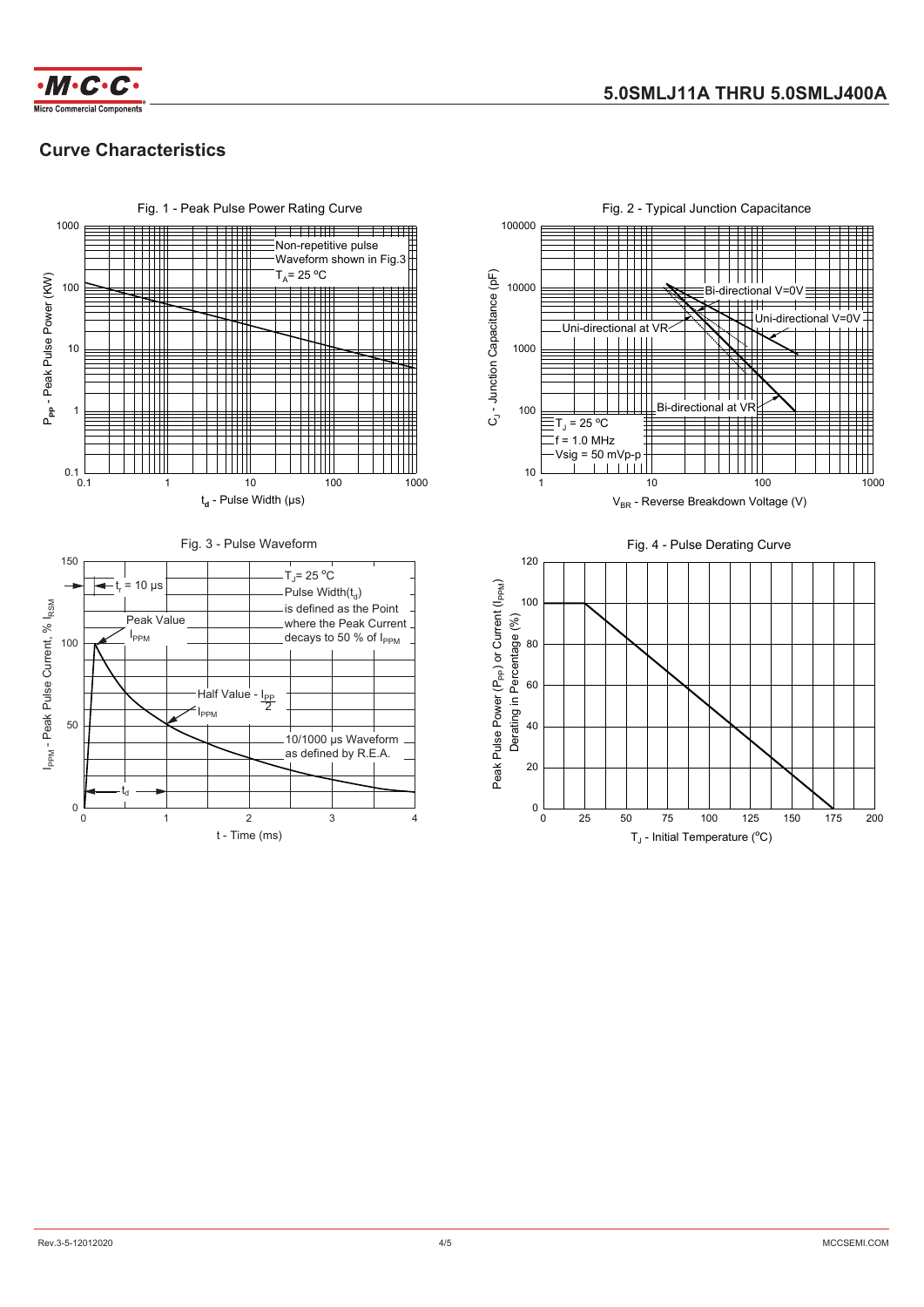## Curve Characteristics

Fig. 1 - Peak Pulse Power Rating Curve

$P_{PP}$ - Peak Pulse Power (KW)

Non-repetitive pulse
Waveform shown in Fig.3
$T_A$= 25 °C

$t_d$ - Pulse Width (μs)

Fig. 2 - Typical Junction Capacitance

$C_J$ - Junction Capacitance (pF)

Bi-directional V=0V
Uni-directional V=0V
Uni-directional at VR
Bi-directional at VR

$T_J$ = 25 °C
f = 1.0 MHz
Vsig = 50 mVp-p

$V_{BR}$ - Reverse Breakdown Voltage (V)

Fig. 3 - Pulse Waveform

$I_{PPM}$ - Peak Pulse Current, % $I_{RSM}$

$t_r$ = 10 μs

Peak Value
$I_{PPM}$

$T_J$= 25 °C
Pulse Width($t_d$)
is defined as the Point
where the Peak Current
decays to 50 % of $I_{PPM}$

Half Value - $\frac{I_{PP}}{2}$
$I_{PPM}$

10/1000 μs Waveform
as defined by R.E.A.

$t_d$

t - Time (ms)

Fig. 4 - Pulse Derating Curve

Peak Pulse Power ($P_{PP}$) or Current ($I_{PPM}$)
Derating in Percentage (%)

$T_J$ - Initial Temperature (°C)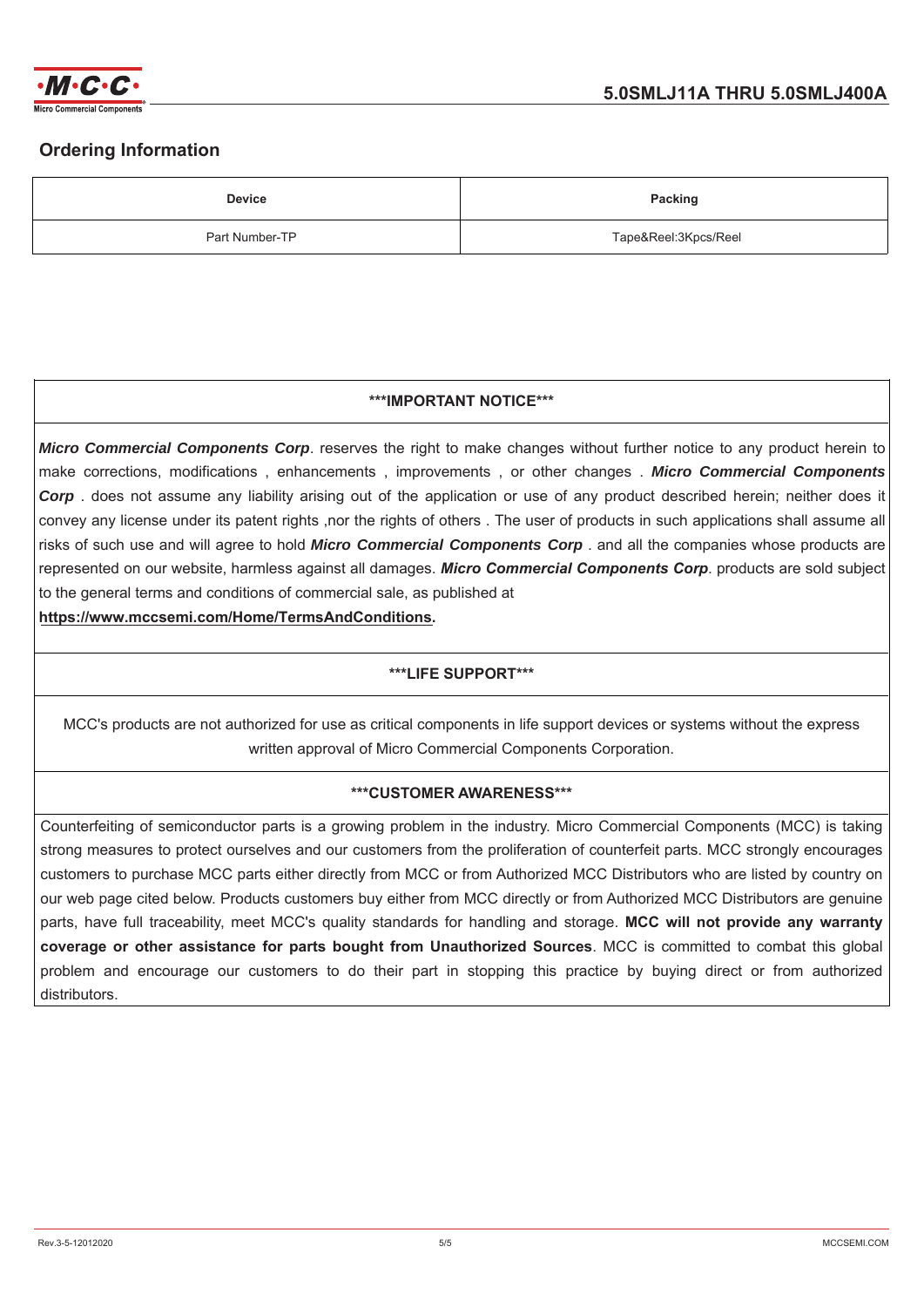## Ordering Information

| Device | Packing |
| --- | --- |
| Part Number-TP | Tape&Reel:3Kpcs/Reel |

**\*\*\*IMPORTANT NOTICE\*\*\***

***Micro Commercial Components Corp***. reserves the right to make changes without further notice to any product herein to make corrections, modifications , enhancements , improvements , or other changes . ***Micro Commercial Components Corp*** . does not assume any liability arising out of the application or use of any product described herein; neither does it convey any license under its patent rights ,nor the rights of others . The user of products in such applications shall assume all risks of such use and will agree to hold ***Micro Commercial Components Corp*** . and all the companies whose products are represented on our website, harmless against all damages. ***Micro Commercial Components Corp***. products are sold subject to the general terms and conditions of commercial sale, as published at
**https://www.mccsemi.com/Home/TermsAndConditions.**

**\*\*\*LIFE SUPPORT\*\*\***

MCC's products are not authorized for use as critical components in life support devices or systems without the express written approval of Micro Commercial Components Corporation.

**\*\*\*CUSTOMER AWARENESS\*\*\***

Counterfeiting of semiconductor parts is a growing problem in the industry. Micro Commercial Components (MCC) is taking strong measures to protect ourselves and our customers from the proliferation of counterfeit parts. MCC strongly encourages customers to purchase MCC parts either directly from MCC or from Authorized MCC Distributors who are listed by country on our web page cited below. Products customers buy either from MCC directly or from Authorized MCC Distributors are genuine parts, have full traceability, meet MCC's quality standards for handling and storage. **MCC will not provide any warranty coverage or other assistance for parts bought from Unauthorized Sources**. MCC is committed to combat this global problem and encourage our customers to do their part in stopping this practice by buying direct or from authorized distributors.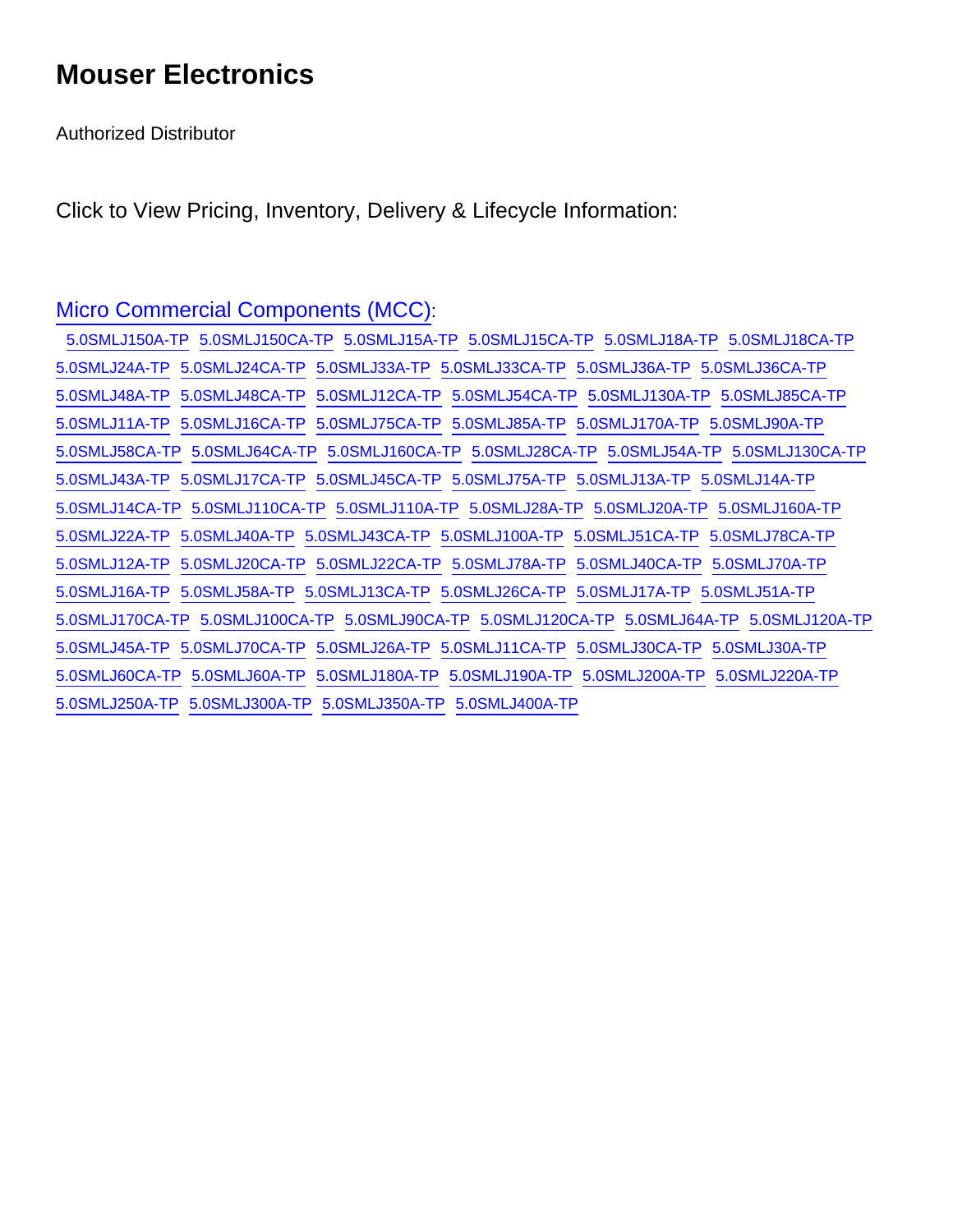# Mouser Electronics

Authorized Distributor

Click to View Pricing, Inventory, Delivery & Lifecycle Information:

Micro Commercial Components (MCC):

5.0SMLJ150A-TP 5.0SMLJ150CA-TP 5.0SMLJ15A-TP 5.0SMLJ15CA-TP 5.0SMLJ18A-TP 5.0SMLJ18CA-TP 5.0SMLJ24A-TP 5.0SMLJ24CA-TP 5.0SMLJ33A-TP 5.0SMLJ33CA-TP 5.0SMLJ36A-TP 5.0SMLJ36CA-TP 5.0SMLJ48A-TP 5.0SMLJ48CA-TP 5.0SMLJ12CA-TP 5.0SMLJ54CA-TP 5.0SMLJ130A-TP 5.0SMLJ85CA-TP 5.0SMLJ11A-TP 5.0SMLJ16CA-TP 5.0SMLJ75CA-TP 5.0SMLJ85A-TP 5.0SMLJ170A-TP 5.0SMLJ90A-TP 5.0SMLJ58CA-TP 5.0SMLJ64CA-TP 5.0SMLJ160CA-TP 5.0SMLJ28CA-TP 5.0SMLJ54A-TP 5.0SMLJ130CA-TP 5.0SMLJ43A-TP 5.0SMLJ17CA-TP 5.0SMLJ45CA-TP 5.0SMLJ75A-TP 5.0SMLJ13A-TP 5.0SMLJ14A-TP 5.0SMLJ14CA-TP 5.0SMLJ110CA-TP 5.0SMLJ110A-TP 5.0SMLJ28A-TP 5.0SMLJ20A-TP 5.0SMLJ160A-TP 5.0SMLJ22A-TP 5.0SMLJ40A-TP 5.0SMLJ43CA-TP 5.0SMLJ100A-TP 5.0SMLJ51CA-TP 5.0SMLJ78CA-TP 5.0SMLJ12A-TP 5.0SMLJ20CA-TP 5.0SMLJ22CA-TP 5.0SMLJ78A-TP 5.0SMLJ40CA-TP 5.0SMLJ70A-TP 5.0SMLJ16A-TP 5.0SMLJ58A-TP 5.0SMLJ13CA-TP 5.0SMLJ26CA-TP 5.0SMLJ17A-TP 5.0SMLJ51A-TP 5.0SMLJ170CA-TP 5.0SMLJ100CA-TP 5.0SMLJ90CA-TP 5.0SMLJ120CA-TP 5.0SMLJ64A-TP 5.0SMLJ120A-TP 5.0SMLJ45A-TP 5.0SMLJ70CA-TP 5.0SMLJ26A-TP 5.0SMLJ11CA-TP 5.0SMLJ30CA-TP 5.0SMLJ30A-TP 5.0SMLJ60CA-TP 5.0SMLJ60A-TP 5.0SMLJ180A-TP 5.0SMLJ190A-TP 5.0SMLJ200A-TP 5.0SMLJ220A-TP 5.0SMLJ250A-TP 5.0SMLJ300A-TP 5.0SMLJ350A-TP 5.0SMLJ400A-TP